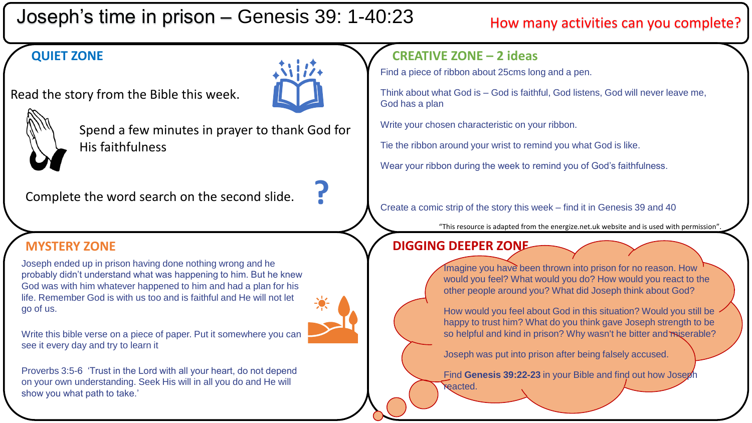# Joseph's time in prison – Genesis 39: 1-40:23

How many activities can you complete?

## QUIET ZONE

Read the story from the Bible this week.

Spend a few minutes in prayer to thank God for His faithfulness

Complete the word search on the second slide.

## CREATIVE ZONE – 2 ideas

Find a piece of ribbon about 25cms long and a pen.

Think about what God is – God is faithful, God listens, God will never leave me, God has a plan

Write your chosen characteristic on your ribbon.

Tie the ribbon around your wrist to remind you what God is like.

Wear your ribbon during the week to remind you of God's faithfulness.

Create a comic strip of the story this week – find it in Genesis 39 and 40

"This resource is adapted from the energize.net.uk website and is used with permission".

## MYSTERY ZONE

Joseph ended up in prison having done nothing wrong and he probably didn't understand what was happening to him. But he knew God was with him whatever happened to him and had a plan for his life. Remember God is with us too and is faithful and He will not let go of us.

Write this bible verse on a piece of paper. Put it somewhere you can see it every day and try to learn it

Proverbs 3:5-6 'Trust in the Lord with all your heart, do not depend on your own understanding. Seek His will in all you do and He will show you what path to take.'

## DIGGING DEEPER ZONE

Imagine you have been thrown into prison for no reason. How would you feel? What would you do? How would you react to the other people around you? What did Joseph think about God?

How would you feel about God in this situation? Would you still be happy to trust him? What do you think gave Joseph strength to be so helpful and kind in prison? Why wasn't he bitter and miserable?

Joseph was put into prison after being falsely accused.

Find **Genesis 39:22-23** in your Bible and find out how Joseph reacted.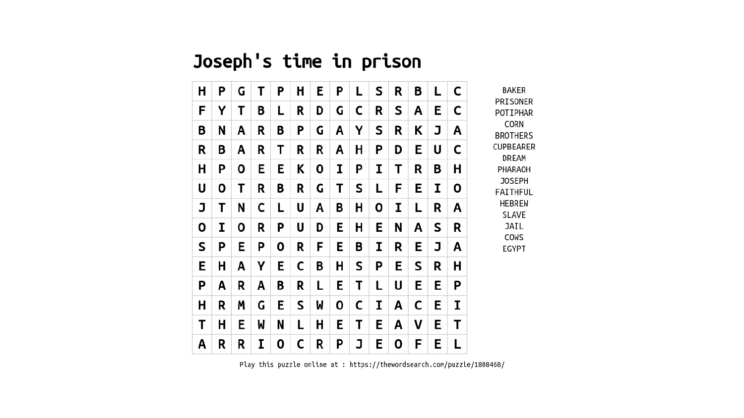# Joseph's time in prison

| | | | | | | | | | | | | | |
|---|---|---|---|---|---|---|---|---|---|---|---|---|---|
| H | P | G | T | P | H | E | P | L | S | R | B | L | C |
| F | Y | T | B | L | R | D | G | C | R | S | A | E | C |
| B | N | A | R | B | P | G | A | Y | S | R | K | J | A |
| R | B | A | R | T | R | R | A | H | P | D | E | U | C |
| H | P | O | E | E | K | O | I | P | I | T | R | B | H |
| U | O | T | R | B | R | G | T | S | L | F | E | I | O |
| J | T | N | C | L | U | A | B | H | O | I | L | R | A |
| O | I | O | R | P | U | D | E | H | E | N | A | S | R |
| S | P | E | P | O | R | F | E | B | I | R | E | J | A |
| E | H | A | Y | E | C | B | H | S | P | E | S | R | H |
| P | A | R | A | B | R | L | E | T | L | U | E | E | P |
| H | R | M | G | E | S | W | O | C | I | A | C | E | I |
| T | H | E | W | N | L | H | E | T | E | A | V | E | T |
| A | R | R | I | O | C | R | P | J | E | O | F | E | L |

BAKER
PRISONER
POTIPHAR
CORN
BROTHERS
CUPBEARER
DREAM
PHARAOH
JOSEPH
FAITHFUL
HEBREW
SLAVE
JAIL
COWS
EGYPT

Play this puzzle online at : https://thewordsearch.com/puzzle/1808468/